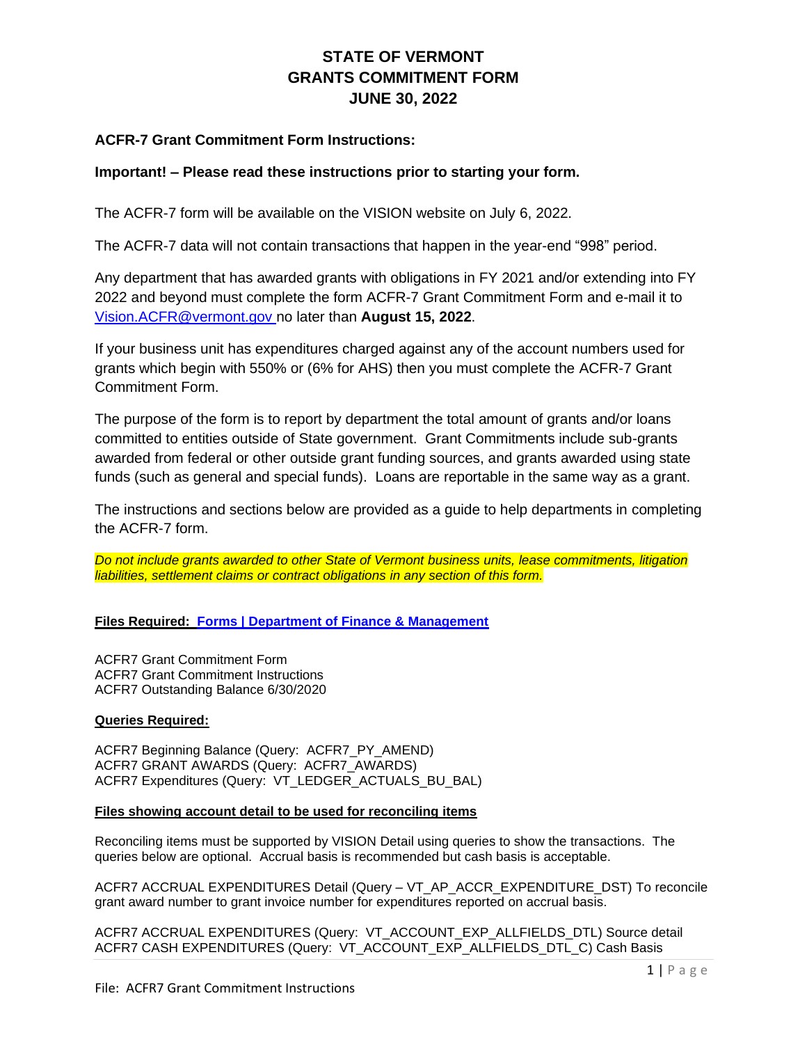# STATE OF VERMONT
# GRANTS COMMITMENT FORM
# JUNE 30, 2022

## ACFR-7 Grant Commitment Form Instructions:

**Important! – Please read these instructions prior to starting your form.**

The ACFR-7 form will be available on the VISION website on July 6, 2022.

The ACFR-7 data will not contain transactions that happen in the year-end "998" period.

Any department that has awarded grants with obligations in FY 2021 and/or extending into FY 2022 and beyond must complete the form ACFR-7 Grant Commitment Form and e-mail it to Vision.ACFR@vermont.gov no later than **August 15, 2022**.

If your business unit has expenditures charged against any of the account numbers used for grants which begin with 550% or (6% for AHS) then you must complete the ACFR-7 Grant Commitment Form.

The purpose of the form is to report by department the total amount of grants and/or loans committed to entities outside of State government. Grant Commitments include sub-grants awarded from federal or other outside grant funding sources, and grants awarded using state funds (such as general and special funds). Loans are reportable in the same way as a grant.

The instructions and sections below are provided as a guide to help departments in completing the ACFR-7 form.

*Do not include grants awarded to other State of Vermont business units, lease commitments, litigation liabilities, settlement claims or contract obligations in any section of this form.*

**Files Required: Forms | Department of Finance & Management**

ACFR7 Grant Commitment Form
ACFR7 Grant Commitment Instructions
ACFR7 Outstanding Balance 6/30/2020

**Queries Required:**

ACFR7 Beginning Balance (Query: ACFR7_PY_AMEND)
ACFR7 GRANT AWARDS (Query: ACFR7_AWARDS)
ACFR7 Expenditures (Query: VT_LEDGER_ACTUALS_BU_BAL)

**Files showing account detail to be used for reconciling items**

Reconciling items must be supported by VISION Detail using queries to show the transactions. The queries below are optional. Accrual basis is recommended but cash basis is acceptable.

ACFR7 ACCRUAL EXPENDITURES Detail (Query – VT_AP_ACCR_EXPENDITURE_DST) To reconcile grant award number to grant invoice number for expenditures reported on accrual basis.

ACFR7 ACCRUAL EXPENDITURES (Query: VT_ACCOUNT_EXP_ALLFIELDS_DTL) Source detail
ACFR7 CASH EXPENDITURES (Query: VT_ACCOUNT_EXP_ALLFIELDS_DTL_C) Cash Basis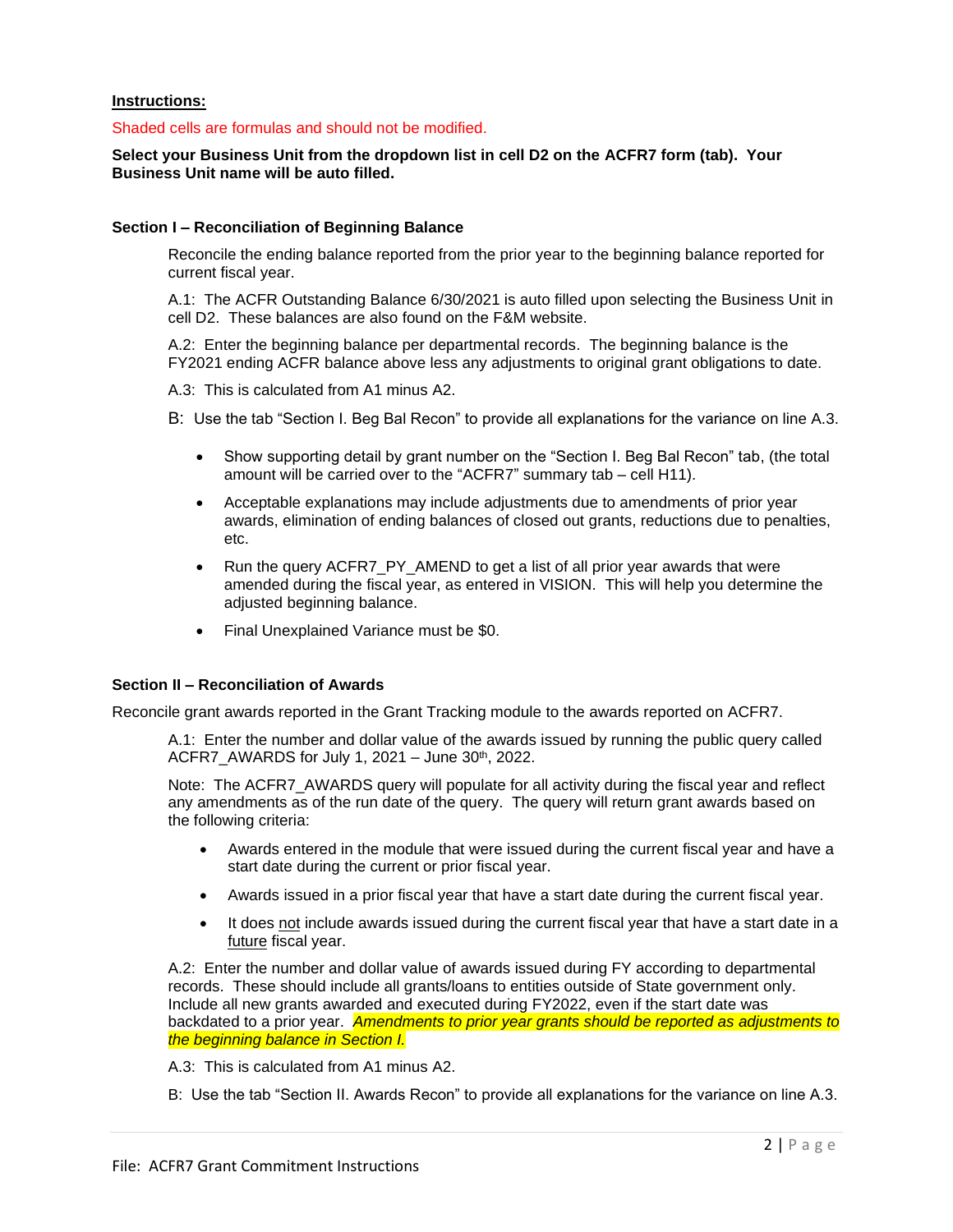**Instructions:**

Shaded cells are formulas and should not be modified.

**Select your Business Unit from the dropdown list in cell D2 on the ACFR7 form (tab). Your Business Unit name will be auto filled.**

**Section I – Reconciliation of Beginning Balance**

Reconcile the ending balance reported from the prior year to the beginning balance reported for current fiscal year.

A.1: The ACFR Outstanding Balance 6/30/2021 is auto filled upon selecting the Business Unit in cell D2. These balances are also found on the F&M website.

A.2: Enter the beginning balance per departmental records. The beginning balance is the FY2021 ending ACFR balance above less any adjustments to original grant obligations to date.

A.3: This is calculated from A1 minus A2.

B: Use the tab "Section I. Beg Bal Recon" to provide all explanations for the variance on line A.3.

- Show supporting detail by grant number on the "Section I. Beg Bal Recon" tab, (the total amount will be carried over to the "ACFR7" summary tab – cell H11).
- Acceptable explanations may include adjustments due to amendments of prior year awards, elimination of ending balances of closed out grants, reductions due to penalties, etc.
- Run the query ACFR7_PY_AMEND to get a list of all prior year awards that were amended during the fiscal year, as entered in VISION. This will help you determine the adjusted beginning balance.
- Final Unexplained Variance must be $0.

**Section II – Reconciliation of Awards**

Reconcile grant awards reported in the Grant Tracking module to the awards reported on ACFR7.

A.1: Enter the number and dollar value of the awards issued by running the public query called ACFR7_AWARDS for July 1, 2021 – June 30th, 2022.

Note: The ACFR7_AWARDS query will populate for all activity during the fiscal year and reflect any amendments as of the run date of the query. The query will return grant awards based on the following criteria:

- Awards entered in the module that were issued during the current fiscal year and have a start date during the current or prior fiscal year.
- Awards issued in a prior fiscal year that have a start date during the current fiscal year.
- It does <u>not</u> include awards issued during the current fiscal year that have a start date in a <u>future</u> fiscal year.

A.2: Enter the number and dollar value of awards issued during FY according to departmental records. These should include all grants/loans to entities outside of State government only. Include all new grants awarded and executed during FY2022, even if the start date was backdated to a prior year. *Amendments to prior year grants should be reported as adjustments to the beginning balance in Section I.*

A.3: This is calculated from A1 minus A2.

B: Use the tab "Section II. Awards Recon" to provide all explanations for the variance on line A.3.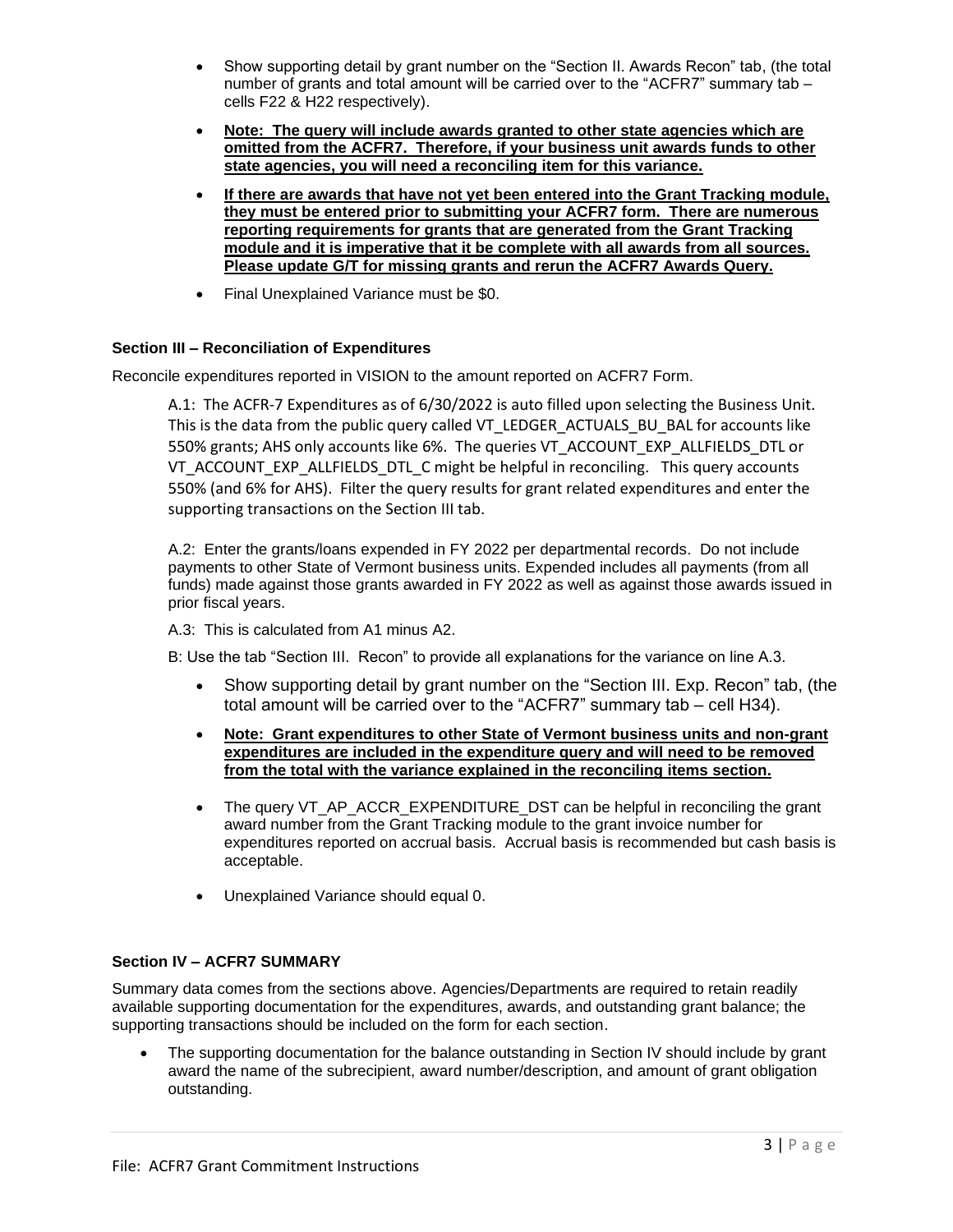- Show supporting detail by grant number on the "Section II. Awards Recon" tab, (the total number of grants and total amount will be carried over to the "ACFR7" summary tab – cells F22 & H22 respectively).
- **Note: The query will include awards granted to other state agencies which are omitted from the ACFR7. Therefore, if your business unit awards funds to other state agencies, you will need a reconciling item for this variance.**
- **If there are awards that have not yet been entered into the Grant Tracking module, they must be entered prior to submitting your ACFR7 form. There are numerous reporting requirements for grants that are generated from the Grant Tracking module and it is imperative that it be complete with all awards from all sources. Please update G/T for missing grants and rerun the ACFR7 Awards Query.**
- Final Unexplained Variance must be $0.

### Section III – Reconciliation of Expenditures

Reconcile expenditures reported in VISION to the amount reported on ACFR7 Form.

A.1: The ACFR-7 Expenditures as of 6/30/2022 is auto filled upon selecting the Business Unit. This is the data from the public query called VT_LEDGER_ACTUALS_BU_BAL for accounts like 550% grants; AHS only accounts like 6%. The queries VT_ACCOUNT_EXP_ALLFIELDS_DTL or VT_ACCOUNT_EXP_ALLFIELDS_DTL_C might be helpful in reconciling. This query accounts 550% (and 6% for AHS). Filter the query results for grant related expenditures and enter the supporting transactions on the Section III tab.

A.2: Enter the grants/loans expended in FY 2022 per departmental records. Do not include payments to other State of Vermont business units. Expended includes all payments (from all funds) made against those grants awarded in FY 2022 as well as against those awards issued in prior fiscal years.

A.3: This is calculated from A1 minus A2.

B: Use the tab "Section III. Recon" to provide all explanations for the variance on line A.3.

- Show supporting detail by grant number on the "Section III. Exp. Recon" tab, (the total amount will be carried over to the "ACFR7" summary tab – cell H34).
- **Note: Grant expenditures to other State of Vermont business units and non-grant expenditures are included in the expenditure query and will need to be removed from the total with the variance explained in the reconciling items section.**
- The query VT_AP_ACCR_EXPENDITURE_DST can be helpful in reconciling the grant award number from the Grant Tracking module to the grant invoice number for expenditures reported on accrual basis. Accrual basis is recommended but cash basis is acceptable.
- Unexplained Variance should equal 0.

### Section IV – ACFR7 SUMMARY

Summary data comes from the sections above. Agencies/Departments are required to retain readily available supporting documentation for the expenditures, awards, and outstanding grant balance; the supporting transactions should be included on the form for each section.

- The supporting documentation for the balance outstanding in Section IV should include by grant award the name of the subrecipient, award number/description, and amount of grant obligation outstanding.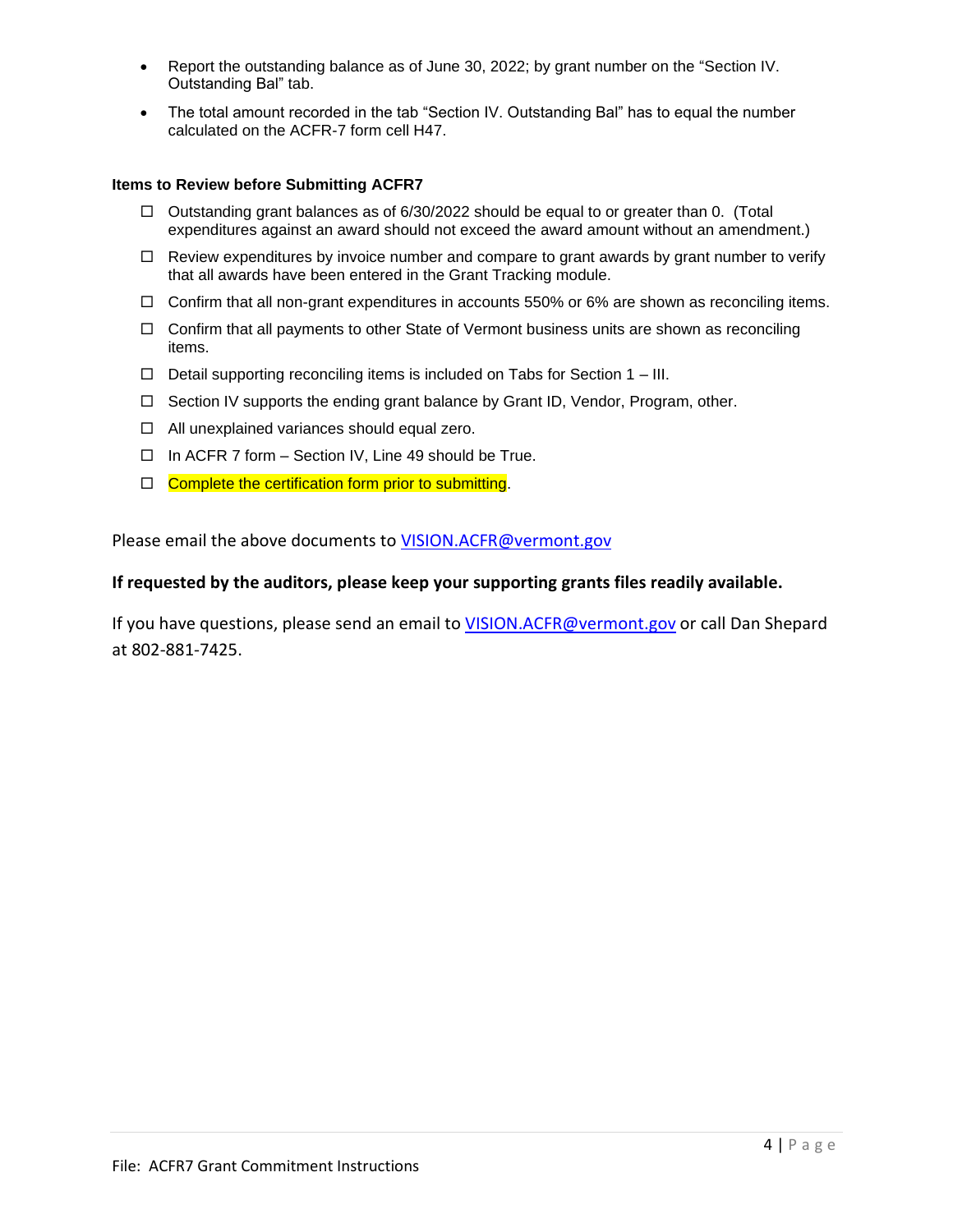- Report the outstanding balance as of June 30, 2022; by grant number on the "Section IV. Outstanding Bal" tab.
- The total amount recorded in the tab "Section IV. Outstanding Bal" has to equal the number calculated on the ACFR-7 form cell H47.

**Items to Review before Submitting ACFR7**

- ☐ Outstanding grant balances as of 6/30/2022 should be equal to or greater than 0. (Total expenditures against an award should not exceed the award amount without an amendment.)
- ☐ Review expenditures by invoice number and compare to grant awards by grant number to verify that all awards have been entered in the Grant Tracking module.
- ☐ Confirm that all non-grant expenditures in accounts 550% or 6% are shown as reconciling items.
- ☐ Confirm that all payments to other State of Vermont business units are shown as reconciling items.
- ☐ Detail supporting reconciling items is included on Tabs for Section 1 – III.
- ☐ Section IV supports the ending grant balance by Grant ID, Vendor, Program, other.
- ☐ All unexplained variances should equal zero.
- ☐ In ACFR 7 form – Section IV, Line 49 should be True.
- ☐ Complete the certification form prior to submitting.

Please email the above documents to VISION.ACFR@vermont.gov

**If requested by the auditors, please keep your supporting grants files readily available.**

If you have questions, please send an email to VISION.ACFR@vermont.gov or call Dan Shepard at 802-881-7425.

File: ACFR7 Grant Commitment Instructions